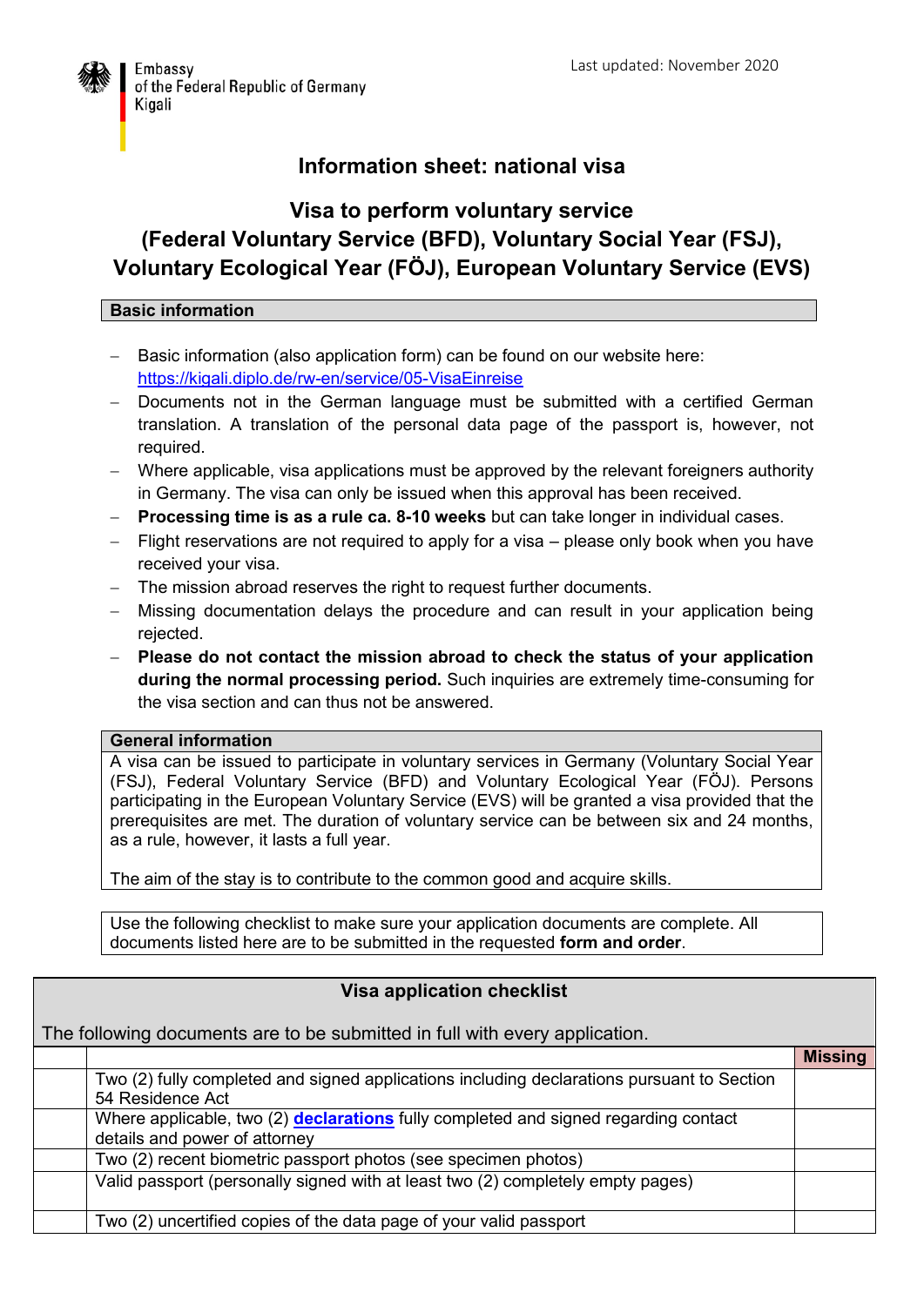Embassy
of the Federal Republic of Germany
Kigali

Last updated: November 2020

# Information sheet: national visa

## Visa to perform voluntary service (Federal Voluntary Service (BFD), Voluntary Social Year (FSJ), Voluntary Ecological Year (FÖJ), European Voluntary Service (EVS)

### Basic information

- Basic information (also application form) can be found on our website here: https://kigali.diplo.de/rw-en/service/05-VisaEinreise
- Documents not in the German language must be submitted with a certified German translation. A translation of the personal data page of the passport is, however, not required.
- Where applicable, visa applications must be approved by the relevant foreigners authority in Germany. The visa can only be issued when this approval has been received.
- **Processing time is as a rule ca. 8-10 weeks** but can take longer in individual cases.
- Flight reservations are not required to apply for a visa – please only book when you have received your visa.
- The mission abroad reserves the right to request further documents.
- Missing documentation delays the procedure and can result in your application being rejected.
- **Please do not contact the mission abroad to check the status of your application during the normal processing period.** Such inquiries are extremely time-consuming for the visa section and can thus not be answered.

### General information

A visa can be issued to participate in voluntary services in Germany (Voluntary Social Year (FSJ), Federal Voluntary Service (BFD) and Voluntary Ecological Year (FÖJ). Persons participating in the European Voluntary Service (EVS) will be granted a visa provided that the prerequisites are met. The duration of voluntary service can be between six and 24 months, as a rule, however, it lasts a full year.

The aim of the stay is to contribute to the common good and acquire skills.

Use the following checklist to make sure your application documents are complete. All documents listed here are to be submitted in the requested **form and order**.

### Visa application checklist

The following documents are to be submitted in full with every application.

| | | **Missing** |
|---|---|---|
| | Two (2) fully completed and signed applications including declarations pursuant to Section 54 Residence Act | |
| | Where applicable, two (2) **declarations** fully completed and signed regarding contact details and power of attorney | |
| | Two (2) recent biometric passport photos (see specimen photos) | |
| | Valid passport (personally signed with at least two (2) completely empty pages) | |
| | Two (2) uncertified copies of the data page of your valid passport | |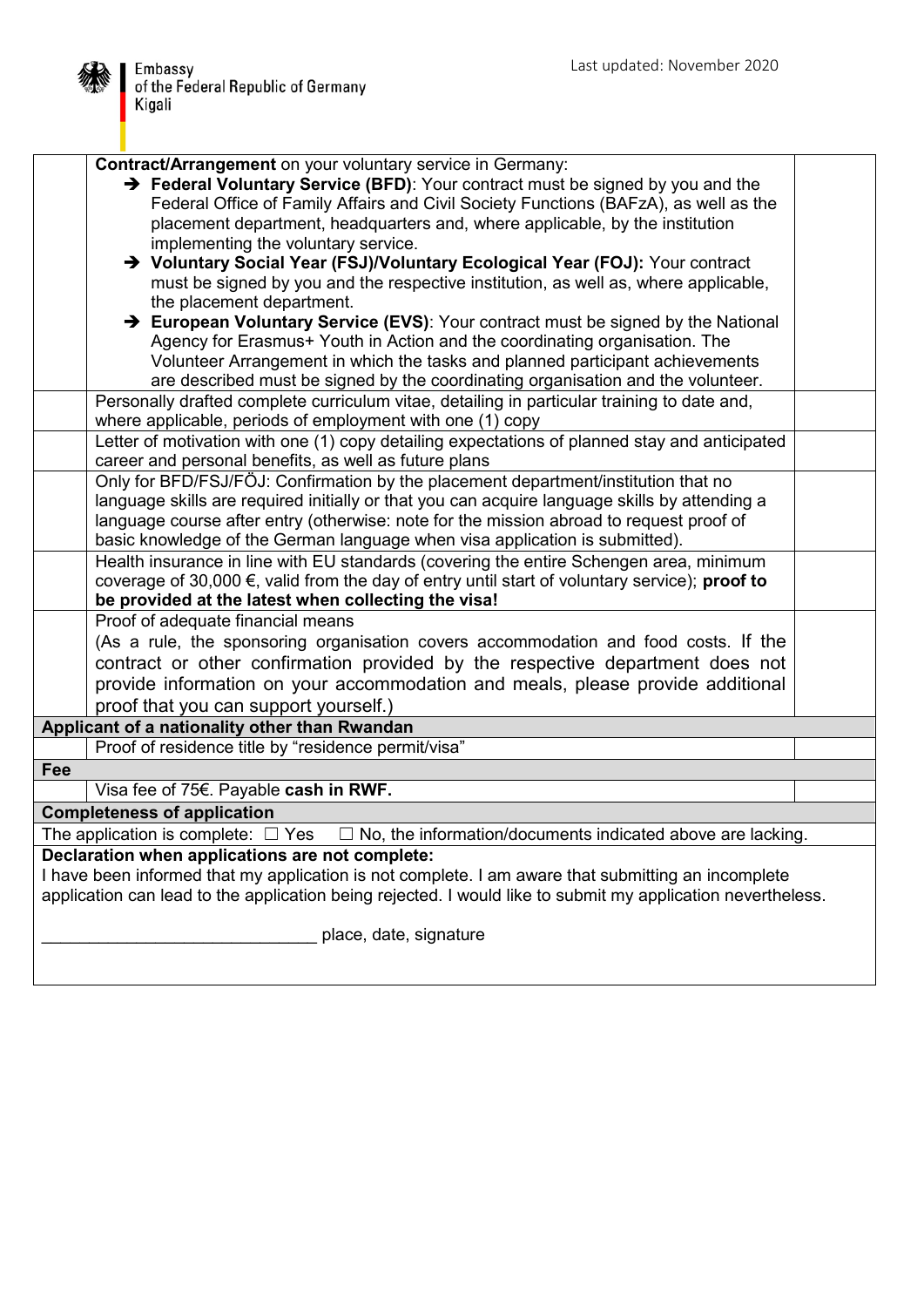| | | |
|---|---|---|
| | **Contract/Arrangement** on your voluntary service in Germany:<br>➔ **Federal Voluntary Service (BFD)**: Your contract must be signed by you and the Federal Office of Family Affairs and Civil Society Functions (BAFzA), as well as the placement department, headquarters and, where applicable, by the institution implementing the voluntary service.<br>➔ **Voluntary Social Year (FSJ)/Voluntary Ecological Year (FOJ):** Your contract must be signed by you and the respective institution, as well as, where applicable, the placement department.<br>➔ **European Voluntary Service (EVS)**: Your contract must be signed by the National Agency for Erasmus+ Youth in Action and the coordinating organisation. The Volunteer Arrangement in which the tasks and planned participant achievements are described must be signed by the coordinating organisation and the volunteer. | |
| | Personally drafted complete curriculum vitae, detailing in particular training to date and, where applicable, periods of employment with one (1) copy | |
| | Letter of motivation with one (1) copy detailing expectations of planned stay and anticipated career and personal benefits, as well as future plans | |
| | Only for BFD/FSJ/FÖJ: Confirmation by the placement department/institution that no language skills are required initially or that you can acquire language skills by attending a language course after entry (otherwise: note for the mission abroad to request proof of basic knowledge of the German language when visa application is submitted). | |
| | Health insurance in line with EU standards (covering the entire Schengen area, minimum coverage of 30,000 €, valid from the day of entry until start of voluntary service); **proof to be provided at the latest when collecting the visa!** | |
| | Proof of adequate financial means<br>(As a rule, the sponsoring organisation covers accommodation and food costs. If the contract or other confirmation provided by the respective department does not provide information on your accommodation and meals, please provide additional proof that you can support yourself.) | |
| **Applicant of a nationality other than Rwandan** | | |
| | Proof of residence title by "residence permit/visa" | |
| **Fee** | | |
| | Visa fee of 75€. Payable **cash in RWF.** | |
| **Completeness of application** | | |
| The application is complete: ☐ Yes ☐ No, the information/documents indicated above are lacking. | | |

**Declaration when applications are not complete:**

I have been informed that my application is not complete. I am aware that submitting an incomplete application can lead to the application being rejected. I would like to submit my application nevertheless.

_____________________________ place, date, signature